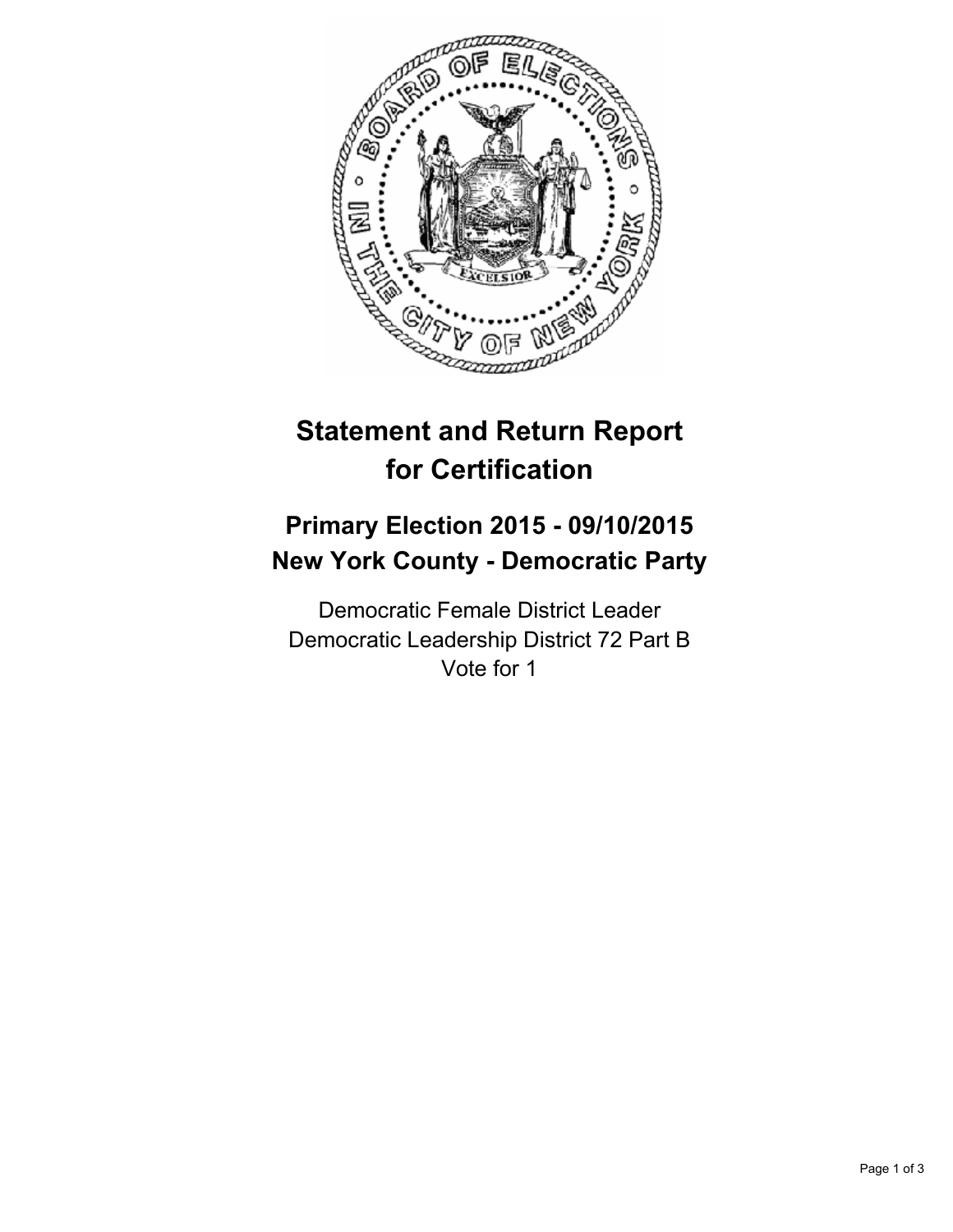# Statement and Return Report for Certification

## Primary Election 2015 - 09/10/2015
## New York County - Democratic Party

Democratic Female District Leader
Democratic Leadership District 72 Part B
Vote for 1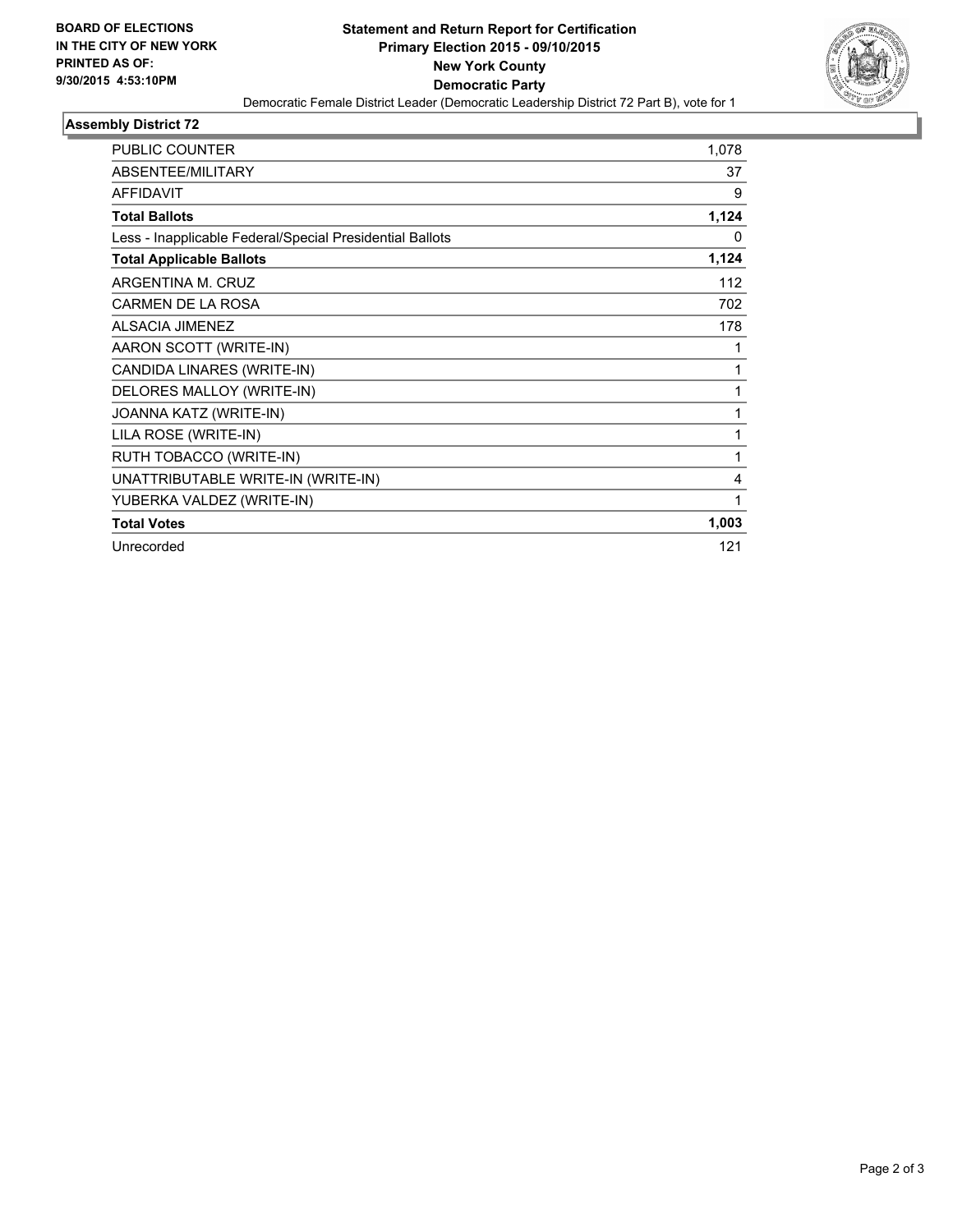**BOARD OF ELECTIONS IN THE CITY OF NEW YORK PRINTED AS OF: 9/30/2015 4:53:10PM**

# Statement and Return Report for Certification
## Primary Election 2015 - 09/10/2015
## New York County
## Democratic Party

Democratic Female District Leader (Democratic Leadership District 72 Part B), vote for 1

### Assembly District 72

| | |
|---|---|
| PUBLIC COUNTER | 1,078 |
| ABSENTEE/MILITARY | 37 |
| AFFIDAVIT | 9 |
| **Total Ballots** | **1,124** |
| Less - Inapplicable Federal/Special Presidential Ballots | 0 |
| **Total Applicable Ballots** | **1,124** |
| ARGENTINA M. CRUZ | 112 |
| CARMEN DE LA ROSA | 702 |
| ALSACIA JIMENEZ | 178 |
| AARON SCOTT (WRITE-IN) | 1 |
| CANDIDA LINARES (WRITE-IN) | 1 |
| DELORES MALLOY (WRITE-IN) | 1 |
| JOANNA KATZ (WRITE-IN) | 1 |
| LILA ROSE (WRITE-IN) | 1 |
| RUTH TOBACCO (WRITE-IN) | 1 |
| UNATTRIBUTABLE WRITE-IN (WRITE-IN) | 4 |
| YUBERKA VALDEZ (WRITE-IN) | 1 |
| **Total Votes** | **1,003** |
| Unrecorded | 121 |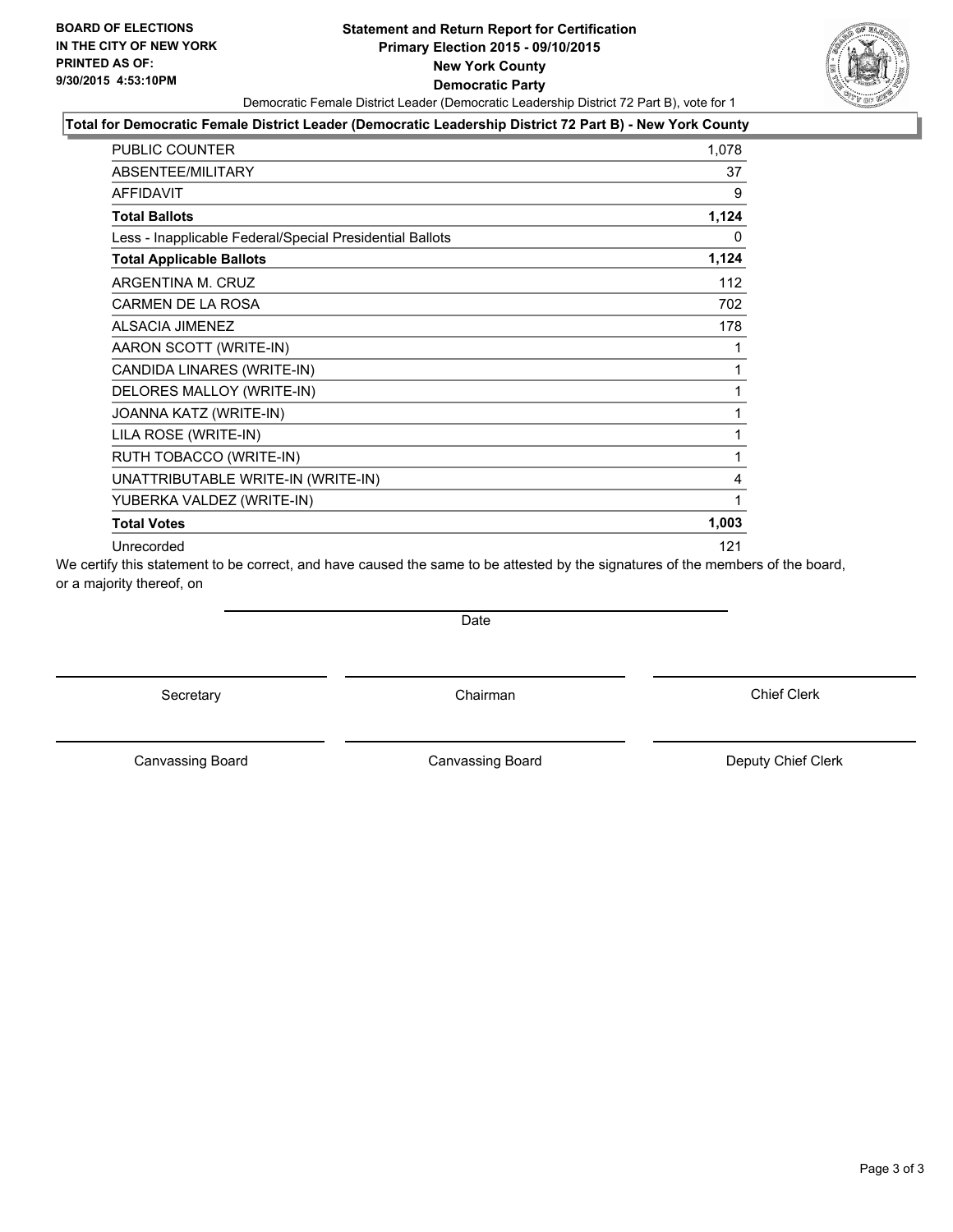**BOARD OF ELECTIONS IN THE CITY OF NEW YORK PRINTED AS OF: 9/30/2015 4:53:10PM**

# Statement and Return Report for Certification
## Primary Election 2015 - 09/10/2015
## New York County
## Democratic Party

Democratic Female District Leader (Democratic Leadership District 72 Part B), vote for 1

**Total for Democratic Female District Leader (Democratic Leadership District 72 Part B) - New York County**

| | |
|---|---|
| PUBLIC COUNTER | 1,078 |
| ABSENTEE/MILITARY | 37 |
| AFFIDAVIT | 9 |
| **Total Ballots** | **1,124** |
| Less - Inapplicable Federal/Special Presidential Ballots | 0 |
| **Total Applicable Ballots** | **1,124** |
| ARGENTINA M. CRUZ | 112 |
| CARMEN DE LA ROSA | 702 |
| ALSACIA JIMENEZ | 178 |
| AARON SCOTT (WRITE-IN) | 1 |
| CANDIDA LINARES (WRITE-IN) | 1 |
| DELORES MALLOY (WRITE-IN) | 1 |
| JOANNA KATZ (WRITE-IN) | 1 |
| LILA ROSE (WRITE-IN) | 1 |
| RUTH TOBACCO (WRITE-IN) | 1 |
| UNATTRIBUTABLE WRITE-IN (WRITE-IN) | 4 |
| YUBERKA VALDEZ (WRITE-IN) | 1 |
| **Total Votes** | **1,003** |
| Unrecorded | 121 |

We certify this statement to be correct, and have caused the same to be attested by the signatures of the members of the board, or a majority thereof, on

Date

Secretary

Chairman

Chief Clerk

Canvassing Board

Canvassing Board

Deputy Chief Clerk